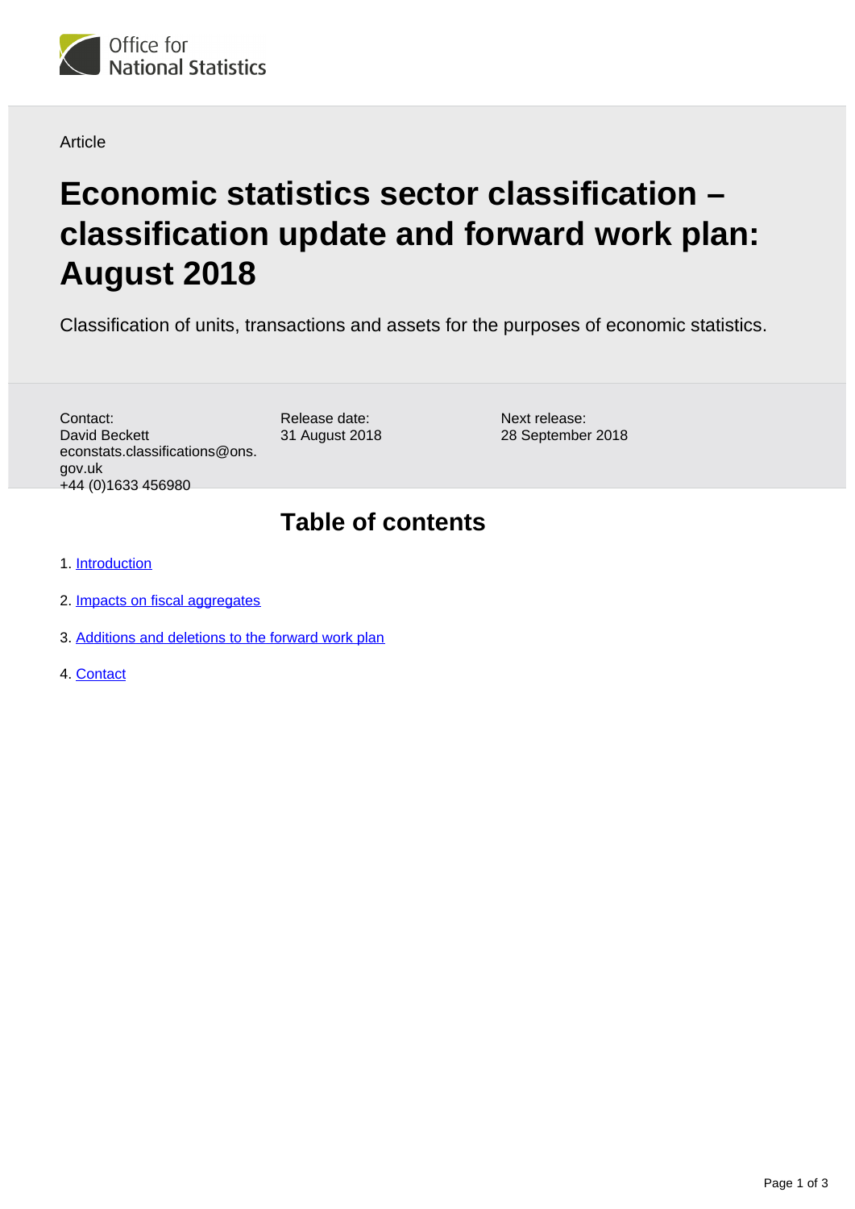Article

# Economic statistics sector classification – classification update and forward work plan: August 2018

Classification of units, transactions and assets for the purposes of economic statistics.

Contact:
David Beckett
econstats.classifications@ons.gov.uk
+44 (0)1633 456980

Release date:
31 August 2018

Next release:
28 September 2018

## Table of contents

1. Introduction
2. Impacts on fiscal aggregates
3. Additions and deletions to the forward work plan
4. Contact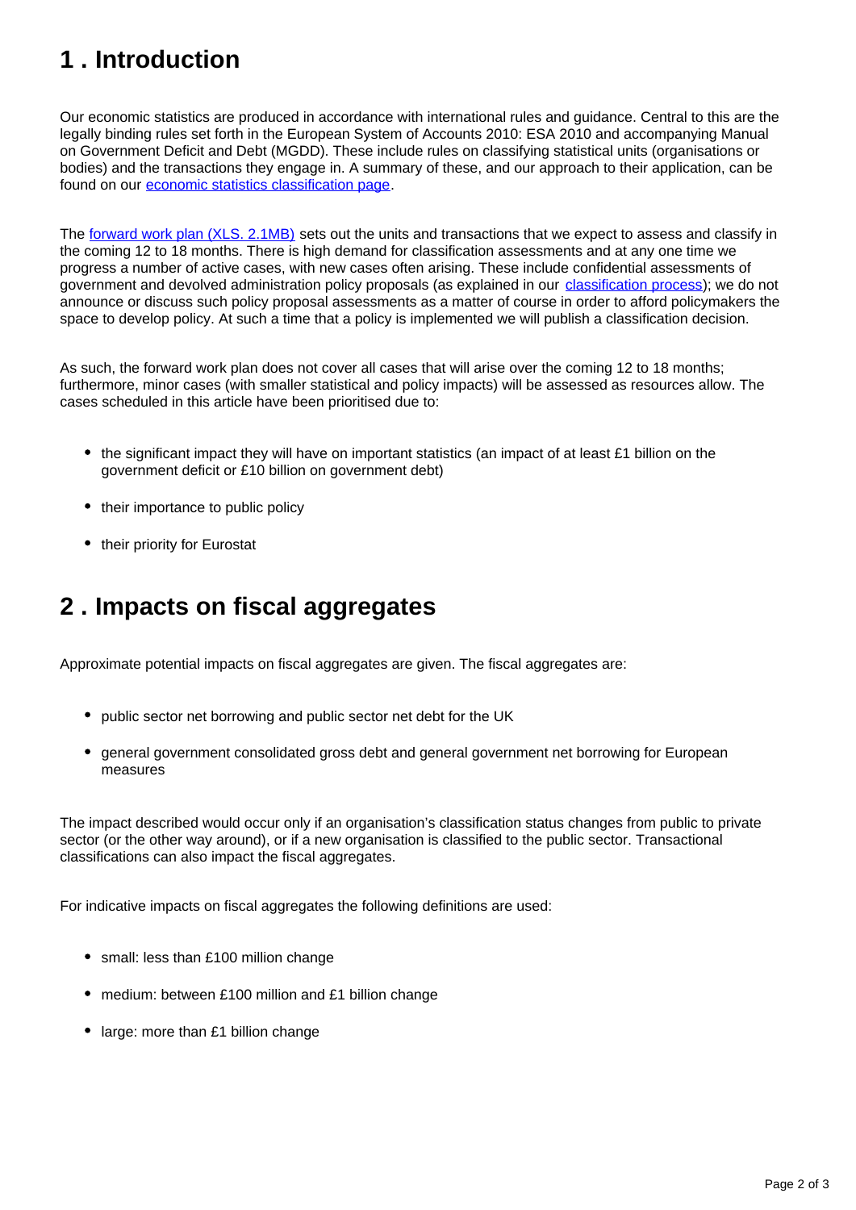## 1 . Introduction

Our economic statistics are produced in accordance with international rules and guidance. Central to this are the legally binding rules set forth in the European System of Accounts 2010: ESA 2010 and accompanying Manual on Government Deficit and Debt (MGDD). These include rules on classifying statistical units (organisations or bodies) and the transactions they engage in. A summary of these, and our approach to their application, can be found on our [economic statistics classification page](#).

The [forward work plan (XLS. 2.1MB)](#) sets out the units and transactions that we expect to assess and classify in the coming 12 to 18 months. There is high demand for classification assessments and at any one time we progress a number of active cases, with new cases often arising. These include confidential assessments of government and devolved administration policy proposals (as explained in our [classification process](#)); we do not announce or discuss such policy proposal assessments as a matter of course in order to afford policymakers the space to develop policy. At such a time that a policy is implemented we will publish a classification decision.

As such, the forward work plan does not cover all cases that will arise over the coming 12 to 18 months; furthermore, minor cases (with smaller statistical and policy impacts) will be assessed as resources allow. The cases scheduled in this article have been prioritised due to:

- the significant impact they will have on important statistics (an impact of at least £1 billion on the government deficit or £10 billion on government debt)
- their importance to public policy
- their priority for Eurostat

## 2 . Impacts on fiscal aggregates

Approximate potential impacts on fiscal aggregates are given. The fiscal aggregates are:

- public sector net borrowing and public sector net debt for the UK
- general government consolidated gross debt and general government net borrowing for European measures

The impact described would occur only if an organisation's classification status changes from public to private sector (or the other way around), or if a new organisation is classified to the public sector. Transactional classifications can also impact the fiscal aggregates.

For indicative impacts on fiscal aggregates the following definitions are used:

- small: less than £100 million change
- medium: between £100 million and £1 billion change
- large: more than £1 billion change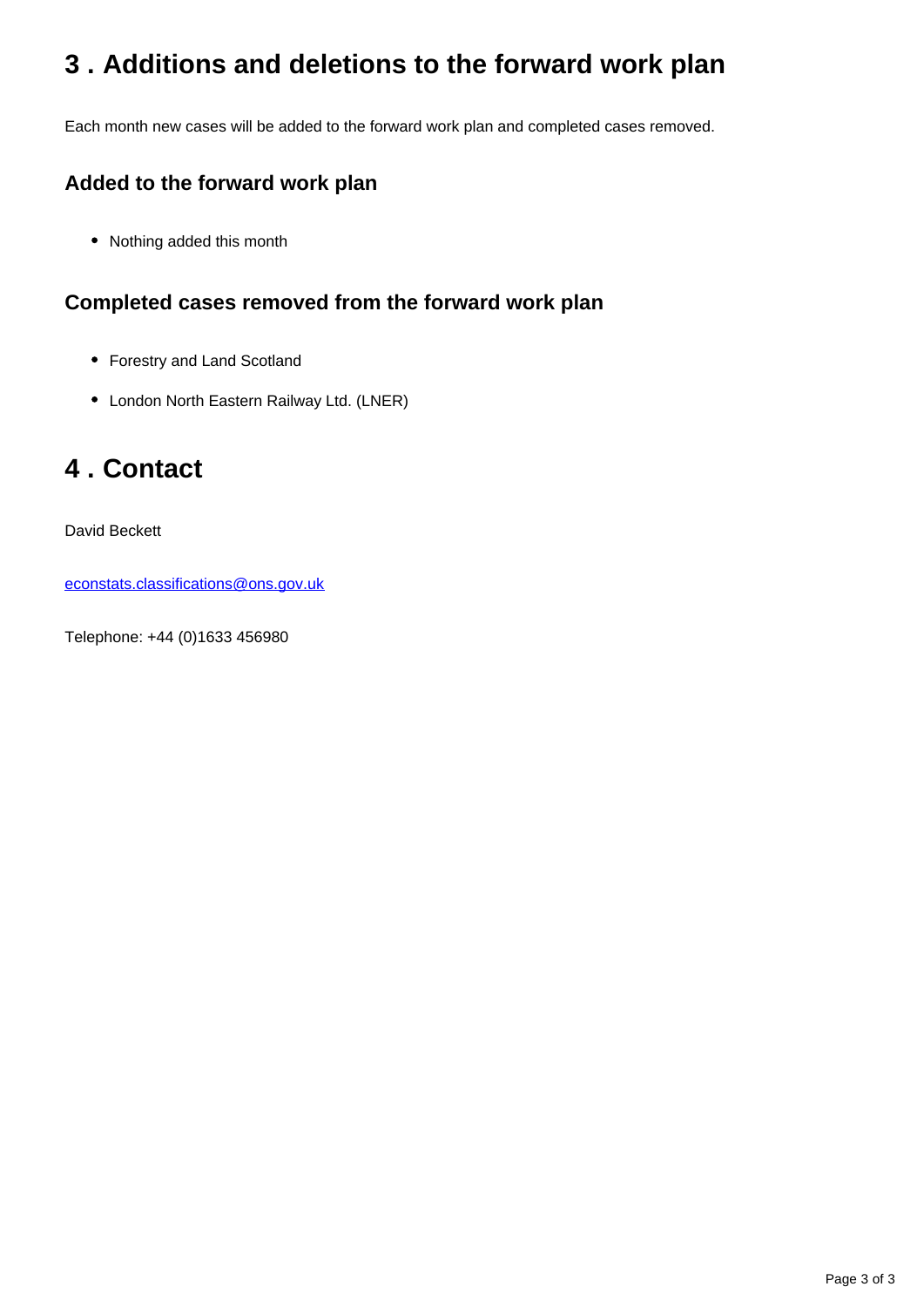## 3 . Additions and deletions to the forward work plan

Each month new cases will be added to the forward work plan and completed cases removed.

### Added to the forward work plan

- Nothing added this month

### Completed cases removed from the forward work plan

- Forestry and Land Scotland
- London North Eastern Railway Ltd. (LNER)

## 4 . Contact

David Beckett

econstats.classifications@ons.gov.uk

Telephone: +44 (0)1633 456980